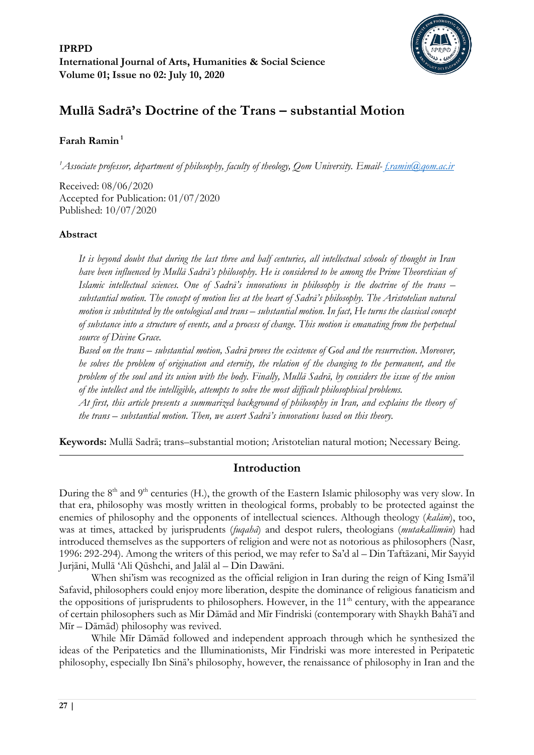**IPRPD**
**International Journal of Arts, Humanities & Social Science**
**Volume 01; Issue no 02: July 10, 2020**

# Mullā Sadrā's Doctrine of the Trans – substantial Motion

**Farah Ramin**[1]

[1]*Associate professor, department of philosophy, faculty of theology, Qom University. Email- f.ramin@qom.ac.ir*

Received: 08/06/2020
Accepted for Publication: 01/07/2020
Published: 10/07/2020

### Abstract

*It is beyond doubt that during the last three and half centuries, all intellectual schools of thought in Iran have been influenced by Mullā Sadrā's philosophy. He is considered to be among the Prime Theoretician of Islamic intellectual sciences. One of Sadrā's innovations in philosophy is the doctrine of the trans – substantial motion. The concept of motion lies at the heart of Sadrā's philosophy. The Aristotelian natural motion is substituted by the ontological and trans – substantial motion. In fact, He turns the classical concept of substance into a structure of events, and a process of change. This motion is emanating from the perpetual source of Divine Grace.*

*Based on the trans – substantial motion, Sadrā proves the existence of God and the resurrection. Moreover, he solves the problem of origination and eternity, the relation of the changing to the permanent, and the problem of the soul and its union with the body. Finally, Mullā Sadrā, by considers the issue of the union of the intellect and the intelligible, attempts to solve the most difficult philosophical problems.*

*At first, this article presents a summarized background of philosophy in Iran, and explains the theory of the trans – substantial motion. Then, we assert Sadrā's innovations based on this theory.*

**Keywords:** Mullā Sadrā; trans–substantial motion; Aristotelian natural motion; Necessary Being.

## Introduction

During the $8^{th}$ and $9^{th}$ centuries (H.), the growth of the Eastern Islamic philosophy was very slow. In that era, philosophy was mostly written in theological forms, probably to be protected against the enemies of philosophy and the opponents of intellectual sciences. Although theology (*kalām*), too, was at times, attacked by jurisprudents (*fuqahā*) and despot rulers, theologians (*mutakallimūn*) had introduced themselves as the supporters of religion and were not as notorious as philosophers (Nasr, 1996: 292-294). Among the writers of this period, we may refer to Sa'd al – Din Taftāzani, Mir Sayyid Jurjāni, Mullā 'Ali Qūshchi, and Jalāl al – Din Dawāni.

When shi'ism was recognized as the official religion in Iran during the reign of King Ismā'il Safavid, philosophers could enjoy more liberation, despite the dominance of religious fanaticism and the oppositions of jurisprudents to philosophers. However, in the $11^{th}$ century, with the appearance of certain philosophers such as Mir Dāmād and Mīr Findriski (contemporary with Shaykh Bahā'ī and Mīr – Dāmād) philosophy was revived.

While Mīr Dāmād followed and independent approach through which he synthesized the ideas of the Peripatetics and the Illuminationists, Mir Findriski was more interested in Peripatetic philosophy, especially Ibn Sinā's philosophy, however, the renaissance of philosophy in Iran and the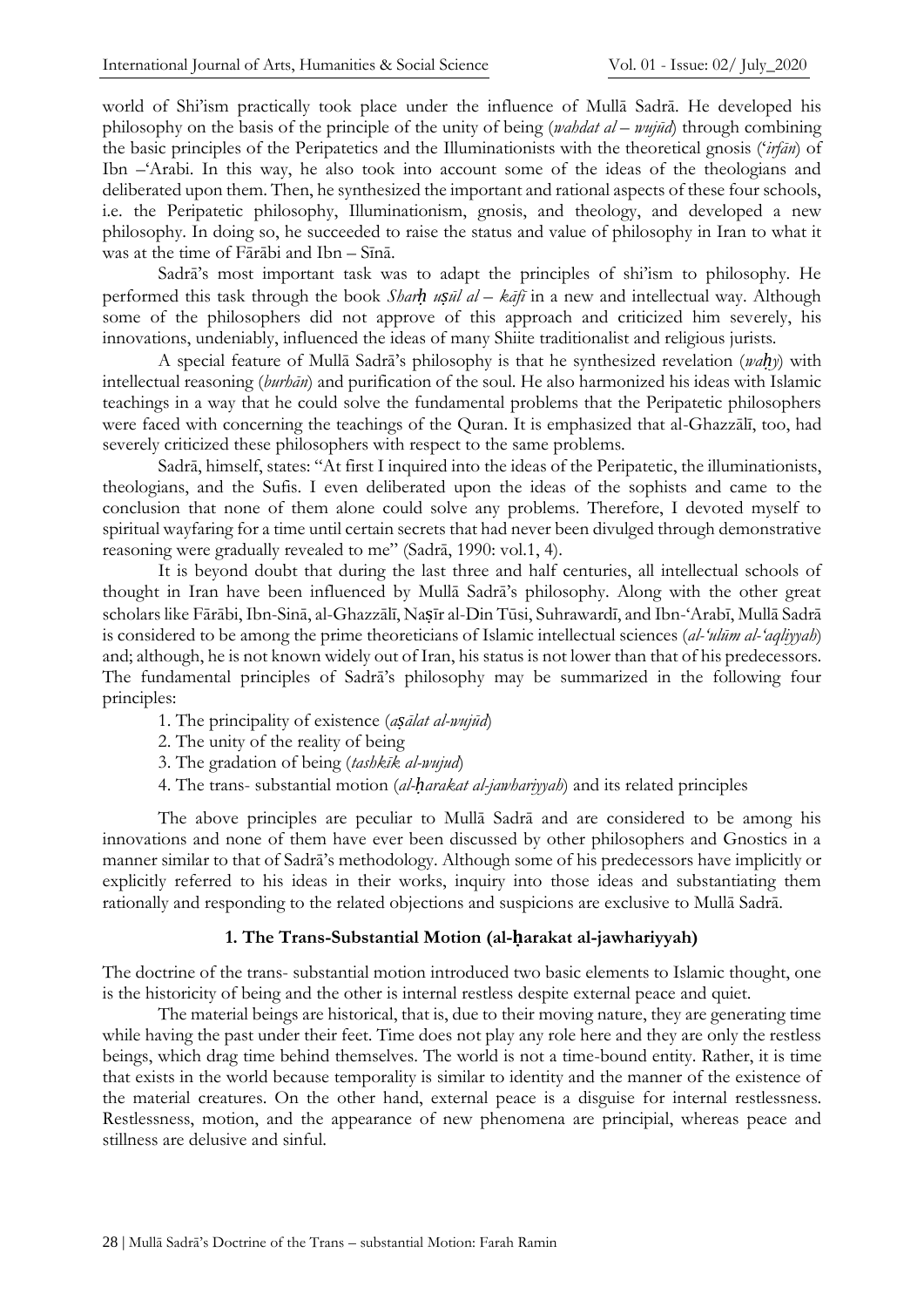world of Shi'ism practically took place under the influence of Mullā Sadrā. He developed his philosophy on the basis of the principle of the unity of being (*wahdat al – wujūd*) through combining the basic principles of the Peripatetics and the Illuminationists with the theoretical gnosis (*'irfān*) of Ibn –'Arabi. In this way, he also took into account some of the ideas of the theologians and deliberated upon them. Then, he synthesized the important and rational aspects of these four schools, i.e. the Peripatetic philosophy, Illuminationism, gnosis, and theology, and developed a new philosophy. In doing so, he succeeded to raise the status and value of philosophy in Iran to what it was at the time of Fārābi and Ibn – Sīnā.

Sadrā's most important task was to adapt the principles of shi'ism to philosophy. He performed this task through the book *Sharḥ uṣūl al – kāfī* in a new and intellectual way. Although some of the philosophers did not approve of this approach and criticized him severely, his innovations, undeniably, influenced the ideas of many Shiite traditionalist and religious jurists.

A special feature of Mullā Sadrā's philosophy is that he synthesized revelation (*waḥy*) with intellectual reasoning (*burhān*) and purification of the soul. He also harmonized his ideas with Islamic teachings in a way that he could solve the fundamental problems that the Peripatetic philosophers were faced with concerning the teachings of the Quran. It is emphasized that al-Ghazzālī, too, had severely criticized these philosophers with respect to the same problems.

Sadrā, himself, states: "At first I inquired into the ideas of the Peripatetic, the illuminationists, theologians, and the Sufis. I even deliberated upon the ideas of the sophists and came to the conclusion that none of them alone could solve any problems. Therefore, I devoted myself to spiritual wayfaring for a time until certain secrets that had never been divulged through demonstrative reasoning were gradually revealed to me" (Sadrā, 1990: vol.1, 4).

It is beyond doubt that during the last three and half centuries, all intellectual schools of thought in Iran have been influenced by Mullā Sadrā's philosophy. Along with the other great scholars like Fārābi, Ibn-Sinā, al-Ghazzālī, Naṣīr al-Din Tūsi, Suhrawardī, and Ibn-'Arabī, Mullā Sadrā is considered to be among the prime theoreticians of Islamic intellectual sciences (*al-'ulūm al-'aqliyyah*) and; although, he is not known widely out of Iran, his status is not lower than that of his predecessors. The fundamental principles of Sadrā's philosophy may be summarized in the following four principles:

1. The principality of existence (*aṣālat al-wujūd*)
2. The unity of the reality of being
3. The gradation of being (*tashkīk al-wujud*)
4. The trans- substantial motion (*al-ḥarakat al-jawhariyyah*) and its related principles

The above principles are peculiar to Mullā Sadrā and are considered to be among his innovations and none of them have ever been discussed by other philosophers and Gnostics in a manner similar to that of Sadrā's methodology. Although some of his predecessors have implicitly or explicitly referred to his ideas in their works, inquiry into those ideas and substantiating them rationally and responding to the related objections and suspicions are exclusive to Mullā Sadrā.

## 1. The Trans-Substantial Motion (al-ḥarakat al-jawhariyyah)

The doctrine of the trans- substantial motion introduced two basic elements to Islamic thought, one is the historicity of being and the other is internal restless despite external peace and quiet.

The material beings are historical, that is, due to their moving nature, they are generating time while having the past under their feet. Time does not play any role here and they are only the restless beings, which drag time behind themselves. The world is not a time-bound entity. Rather, it is time that exists in the world because temporality is similar to identity and the manner of the existence of the material creatures. On the other hand, external peace is a disguise for internal restlessness. Restlessness, motion, and the appearance of new phenomena are principial, whereas peace and stillness are delusive and sinful.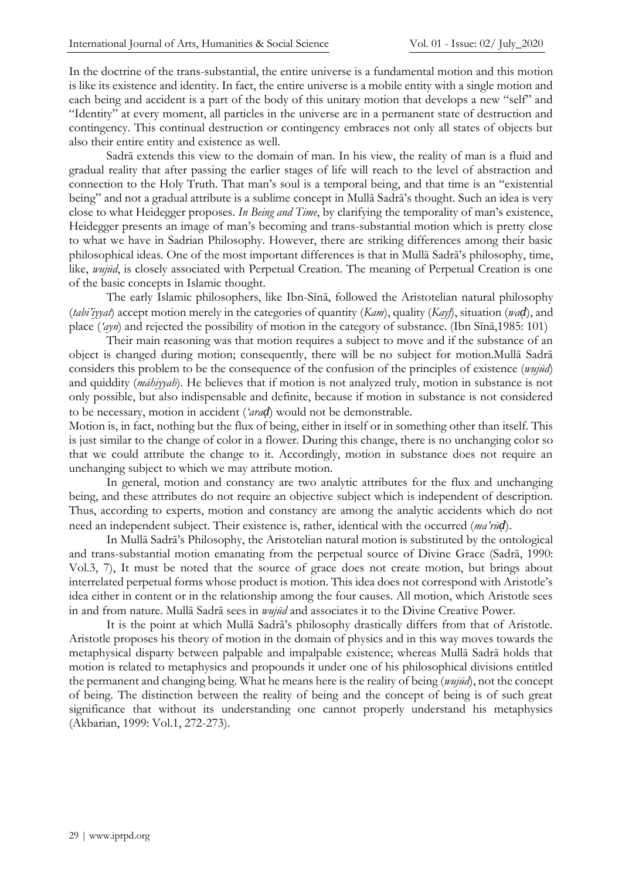In the doctrine of the trans-substantial, the entire universe is a fundamental motion and this motion is like its existence and identity. In fact, the entire universe is a mobile entity with a single motion and each being and accident is a part of the body of this unitary motion that develops a new "self" and "Identity" at every moment, all particles in the universe are in a permanent state of destruction and contingency. This continual destruction or contingency embraces not only all states of objects but also their entire entity and existence as well.

Sadrā extends this view to the domain of man. In his view, the reality of man is a fluid and gradual reality that after passing the earlier stages of life will reach to the level of abstraction and connection to the Holy Truth. That man's soul is a temporal being, and that time is an "existential being" and not a gradual attribute is a sublime concept in Mullā Sadrā's thought. Such an idea is very close to what Heidegger proposes. *In Being and Time*, by clarifying the temporality of man's existence, Heidegger presents an image of man's becoming and trans-substantial motion which is pretty close to what we have in Sadrian Philosophy. However, there are striking differences among their basic philosophical ideas. One of the most important differences is that in Mullā Sadrā's philosophy, time, like, *wujūd*, is closely associated with Perpetual Creation. The meaning of Perpetual Creation is one of the basic concepts in Islamic thought.

The early Islamic philosophers, like Ibn-Sīnā, followed the Aristotelian natural philosophy (*tabi'iyyat*) accept motion merely in the categories of quantity (*Kam*), quality (*Kayf*), situation (*waḍ*), and place (*'ayn*) and rejected the possibility of motion in the category of substance. (Ibn Sīnā,1985: 101)

Their main reasoning was that motion requires a subject to move and if the substance of an object is changed during motion; consequently, there will be no subject for motion.Mullā Sadrā considers this problem to be the consequence of the confusion of the principles of existence (*wujūd*) and quiddity (*māhiyyah*). He believes that if motion is not analyzed truly, motion in substance is not only possible, but also indispensable and definite, because if motion in substance is not considered to be necessary, motion in accident (*'araḍ*) would not be demonstrable.

Motion is, in fact, nothing but the flux of being, either in itself or in something other than itself. This is just similar to the change of color in a flower. During this change, there is no unchanging color so that we could attribute the change to it. Accordingly, motion in substance does not require an unchanging subject to which we may attribute motion.

In general, motion and constancy are two analytic attributes for the flux and unchanging being, and these attributes do not require an objective subject which is independent of description. Thus, according to experts, motion and constancy are among the analytic accidents which do not need an independent subject. Their existence is, rather, identical with the occurred (*ma'rūḍ*).

In Mullā Sadrā's Philosophy, the Aristotelian natural motion is substituted by the ontological and trans-substantial motion emanating from the perpetual source of Divine Grace (Sadrā, 1990: Vol.3, 7), It must be noted that the source of grace does not create motion, but brings about interrelated perpetual forms whose product is motion. This idea does not correspond with Aristotle's idea either in content or in the relationship among the four causes. All motion, which Aristotle sees in and from nature. Mullā Sadrā sees in *wujūd* and associates it to the Divine Creative Power.

It is the point at which Mullā Sadrā's philosophy drastically differs from that of Aristotle. Aristotle proposes his theory of motion in the domain of physics and in this way moves towards the metaphysical disparty between palpable and impalpable existence; whereas Mullā Sadrā holds that motion is related to metaphysics and propounds it under one of his philosophical divisions entitled the permanent and changing being. What he means here is the reality of being (*wujūd*), not the concept of being. The distinction between the reality of being and the concept of being is of such great significance that without its understanding one cannot properly understand his metaphysics (Akbarian, 1999: Vol.1, 272-273).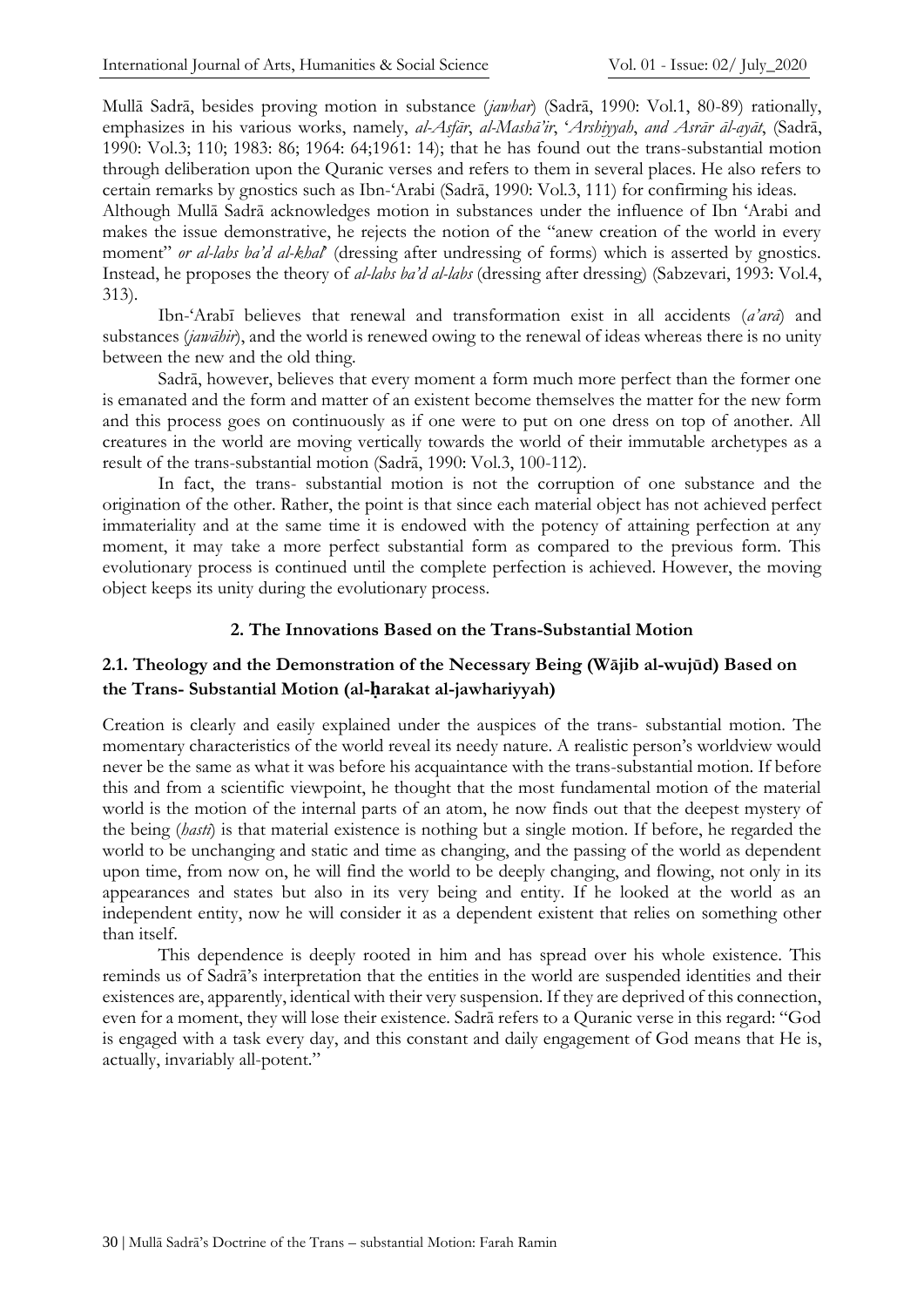Mullā Sadrā, besides proving motion in substance (*jawhar*) (Sadrā, 1990: Vol.1, 80-89) rationally, emphasizes in his various works, namely, *al-Asfār*, *al-Mashā'ir*, '*Arshiyyah*, *and Asrār āl-ayāt*, (Sadrā, 1990: Vol.3; 110; 1983: 86; 1964: 64;1961: 14); that he has found out the trans-substantial motion through deliberation upon the Quranic verses and refers to them in several places. He also refers to certain remarks by gnostics such as Ibn-'Arabi (Sadrā, 1990: Vol.3, 111) for confirming his ideas.

Although Mullā Sadrā acknowledges motion in substances under the influence of Ibn 'Arabi and makes the issue demonstrative, he rejects the notion of the "anew creation of the world in every moment" *or al-labs ba'd al-khal'* (dressing after undressing of forms) which is asserted by gnostics. Instead, he proposes the theory of *al-labs ba'd al-labs* (dressing after dressing) (Sabzevari, 1993: Vol.4, 313).

Ibn-'Arabī believes that renewal and transformation exist in all accidents (*a'arā*) and substances (*jawāhir*), and the world is renewed owing to the renewal of ideas whereas there is no unity between the new and the old thing.

Sadrā, however, believes that every moment a form much more perfect than the former one is emanated and the form and matter of an existent become themselves the matter for the new form and this process goes on continuously as if one were to put on one dress on top of another. All creatures in the world are moving vertically towards the world of their immutable archetypes as a result of the trans-substantial motion (Sadrā, 1990: Vol.3, 100-112).

In fact, the trans- substantial motion is not the corruption of one substance and the origination of the other. Rather, the point is that since each material object has not achieved perfect immateriality and at the same time it is endowed with the potency of attaining perfection at any moment, it may take a more perfect substantial form as compared to the previous form. This evolutionary process is continued until the complete perfection is achieved. However, the moving object keeps its unity during the evolutionary process.

## 2. The Innovations Based on the Trans-Substantial Motion

### 2.1. Theology and the Demonstration of the Necessary Being (Wājib al-wujūd) Based on the Trans- Substantial Motion (al-ḥarakat al-jawhariyyah)

Creation is clearly and easily explained under the auspices of the trans- substantial motion. The momentary characteristics of the world reveal its needy nature. A realistic person's worldview would never be the same as what it was before his acquaintance with the trans-substantial motion. If before this and from a scientific viewpoint, he thought that the most fundamental motion of the material world is the motion of the internal parts of an atom, he now finds out that the deepest mystery of the being (*hasti*) is that material existence is nothing but a single motion. If before, he regarded the world to be unchanging and static and time as changing, and the passing of the world as dependent upon time, from now on, he will find the world to be deeply changing, and flowing, not only in its appearances and states but also in its very being and entity. If he looked at the world as an independent entity, now he will consider it as a dependent existent that relies on something other than itself.

This dependence is deeply rooted in him and has spread over his whole existence. This reminds us of Sadrā's interpretation that the entities in the world are suspended identities and their existences are, apparently, identical with their very suspension. If they are deprived of this connection, even for a moment, they will lose their existence. Sadrā refers to a Quranic verse in this regard: "God is engaged with a task every day, and this constant and daily engagement of God means that He is, actually, invariably all-potent."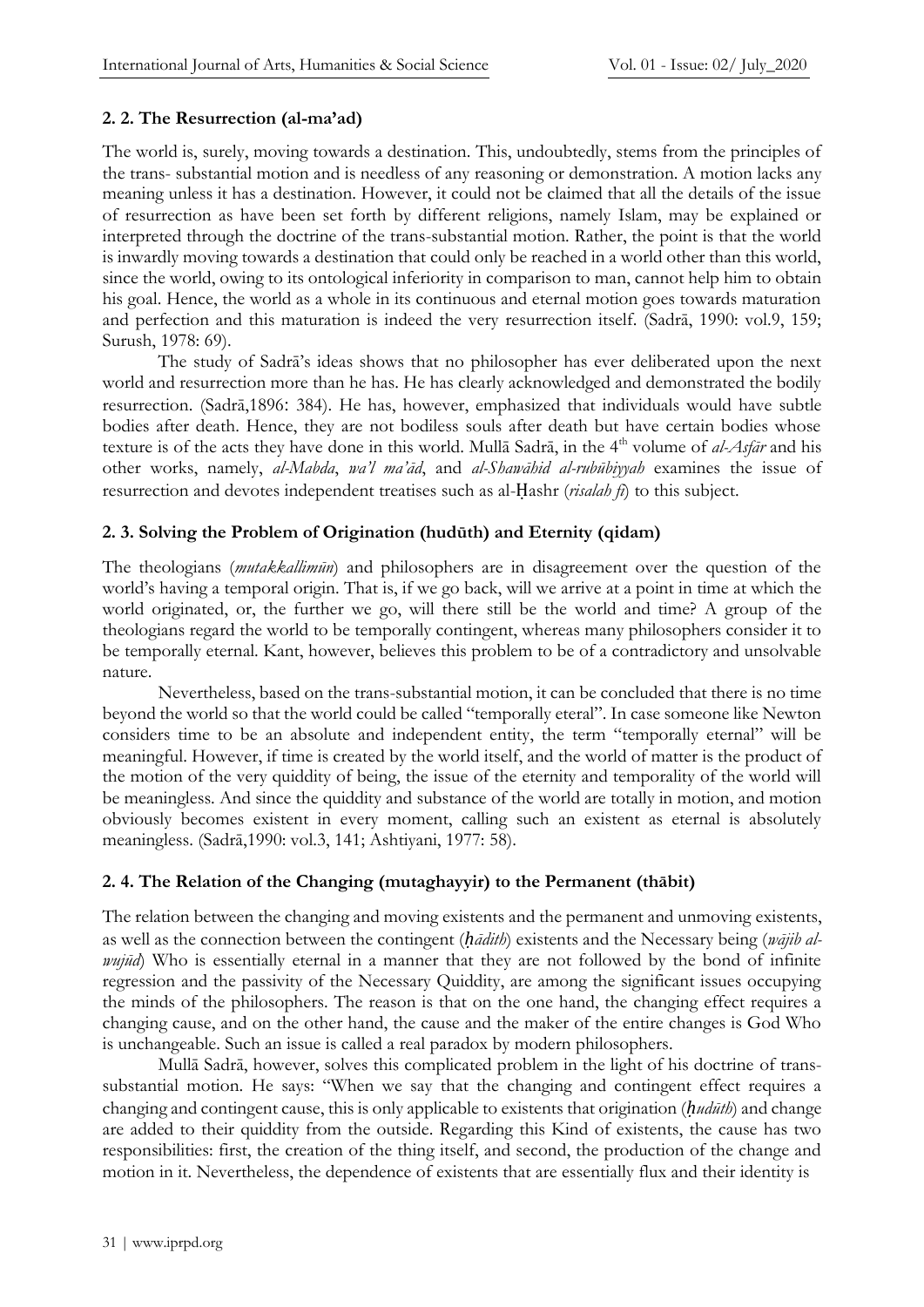### 2. 2. The Resurrection (al-ma'ad)

The world is, surely, moving towards a destination. This, undoubtedly, stems from the principles of the trans- substantial motion and is needless of any reasoning or demonstration. A motion lacks any meaning unless it has a destination. However, it could not be claimed that all the details of the issue of resurrection as have been set forth by different religions, namely Islam, may be explained or interpreted through the doctrine of the trans-substantial motion. Rather, the point is that the world is inwardly moving towards a destination that could only be reached in a world other than this world, since the world, owing to its ontological inferiority in comparison to man, cannot help him to obtain his goal. Hence, the world as a whole in its continuous and eternal motion goes towards maturation and perfection and this maturation is indeed the very resurrection itself. (Sadrā, 1990: vol.9, 159; Surush, 1978: 69).

The study of Sadrā's ideas shows that no philosopher has ever deliberated upon the next world and resurrection more than he has. He has clearly acknowledged and demonstrated the bodily resurrection. (Sadrā,1896: 384). He has, however, emphasized that individuals would have subtle bodies after death. Hence, they are not bodiless souls after death but have certain bodies whose texture is of the acts they have done in this world. Mullā Sadrā, in the 4th volume of *al-Asfār* and his other works, namely, *al-Mabda*, *wa'l ma'ād*, and *al-Shawāhid al-rubūbiyyah* examines the issue of resurrection and devotes independent treatises such as al-Ḥashr (*risalah fi*) to this subject.

### 2. 3. Solving the Problem of Origination (hudūth) and Eternity (qidam)

The theologians (*mutakkallimūn*) and philosophers are in disagreement over the question of the world's having a temporal origin. That is, if we go back, will we arrive at a point in time at which the world originated, or, the further we go, will there still be the world and time? A group of the theologians regard the world to be temporally contingent, whereas many philosophers consider it to be temporally eternal. Kant, however, believes this problem to be of a contradictory and unsolvable nature.

Nevertheless, based on the trans-substantial motion, it can be concluded that there is no time beyond the world so that the world could be called "temporally eteral". In case someone like Newton considers time to be an absolute and independent entity, the term "temporally eternal" will be meaningful. However, if time is created by the world itself, and the world of matter is the product of the motion of the very quiddity of being, the issue of the eternity and temporality of the world will be meaningless. And since the quiddity and substance of the world are totally in motion, and motion obviously becomes existent in every moment, calling such an existent as eternal is absolutely meaningless. (Sadrā,1990: vol.3, 141; Ashtiyani, 1977: 58).

### 2. 4. The Relation of the Changing (mutaghayyir) to the Permanent (thābit)

The relation between the changing and moving existents and the permanent and unmoving existents, as well as the connection between the contingent (*ḥādith*) existents and the Necessary being (*wājib al-wujūd*) Who is essentially eternal in a manner that they are not followed by the bond of infinite regression and the passivity of the Necessary Quiddity, are among the significant issues occupying the minds of the philosophers. The reason is that on the one hand, the changing effect requires a changing cause, and on the other hand, the cause and the maker of the entire changes is God Who is unchangeable. Such an issue is called a real paradox by modern philosophers.

Mullā Sadrā, however, solves this complicated problem in the light of his doctrine of trans-substantial motion. He says: "When we say that the changing and contingent effect requires a changing and contingent cause, this is only applicable to existents that origination (*ḥudūth*) and change are added to their quiddity from the outside. Regarding this Kind of existents, the cause has two responsibilities: first, the creation of the thing itself, and second, the production of the change and motion in it. Nevertheless, the dependence of existents that are essentially flux and their identity is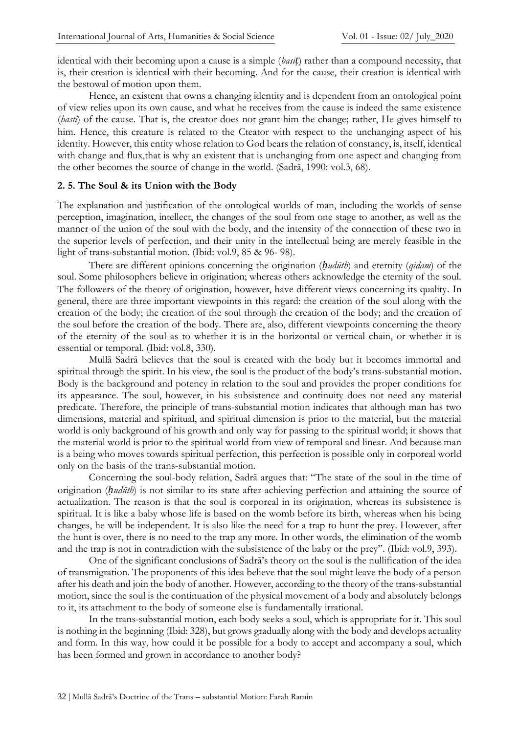identical with their becoming upon a cause is a simple (*basīṭ*) rather than a compound necessity, that is, their creation is identical with their becoming. And for the cause, their creation is identical with the bestowal of motion upon them.

Hence, an existent that owns a changing identity and is dependent from an ontological point of view relies upon its own cause, and what he receives from the cause is indeed the same existence (*hasti*) of the cause. That is, the creator does not grant him the change; rather, He gives himself to him. Hence, this creature is related to the Cteator with respect to the unchanging aspect of his identity. However, this entity whose relation to God bears the relation of constancy, is, itself, identical with change and flux,that is why an existent that is unchanging from one aspect and changing from the other becomes the source of change in the world. (Sadrā, 1990: vol.3, 68).

### 2. 5. The Soul & its Union with the Body

The explanation and justification of the ontological worlds of man, including the worlds of sense perception, imagination, intellect, the changes of the soul from one stage to another, as well as the manner of the union of the soul with the body, and the intensity of the connection of these two in the superior levels of perfection, and their unity in the intellectual being are merely feasible in the light of trans-substantial motion. (Ibid: vol.9, 85 & 96- 98).

There are different opinions concerning the origination (*ḥudūth*) and eternity (*qidam*) of the soul. Some philosophers believe in origination; whereas others acknowledge the eternity of the soul. The followers of the theory of origination, however, have different views concerning its quality. In general, there are three important viewpoints in this regard: the creation of the soul along with the creation of the body; the creation of the soul through the creation of the body; and the creation of the soul before the creation of the body. There are, also, different viewpoints concerning the theory of the eternity of the soul as to whether it is in the horizontal or vertical chain, or whether it is essential or temporal. (Ibid: vol.8, 330).

Mullā Sadrā believes that the soul is created with the body but it becomes immortal and spiritual through the spirit. In his view, the soul is the product of the body's trans-substantial motion. Body is the background and potency in relation to the soul and provides the proper conditions for its appearance. The soul, however, in his subsistence and continuity does not need any material predicate. Therefore, the principle of trans-substantial motion indicates that although man has two dimensions, material and spiritual, and spiritual dimension is prior to the material, but the material world is only background of his growth and only way for passing to the spiritual world; it shows that the material world is prior to the spiritual world from view of temporal and linear. And because man is a being who moves towards spiritual perfection, this perfection is possible only in corporeal world only on the basis of the trans-substantial motion.

Concerning the soul-body relation, Sadrā argues that: "The state of the soul in the time of origination (*ḥudūth*) is not similar to its state after achieving perfection and attaining the source of actualization. The reason is that the soul is corporeal in its origination, whereas its subsistence is spiritual. It is like a baby whose life is based on the womb before its birth, whereas when his being changes, he will be independent. It is also like the need for a trap to hunt the prey. However, after the hunt is over, there is no need to the trap any more. In other words, the elimination of the womb and the trap is not in contradiction with the subsistence of the baby or the prey". (Ibid: vol.9, 393).

One of the significant conclusions of Sadrā's theory on the soul is the nullification of the idea of transmigration. The proponents of this idea believe that the soul might leave the body of a person after his death and join the body of another. However, according to the theory of the trans-substantial motion, since the soul is the continuation of the physical movement of a body and absolutely belongs to it, its attachment to the body of someone else is fundamentally irrational.

In the trans-substantial motion, each body seeks a soul, which is appropriate for it. This soul is nothing in the beginning (Ibid: 328), but grows gradually along with the body and develops actuality and form. In this way, how could it be possible for a body to accept and accompany a soul, which has been formed and grown in accordance to another body?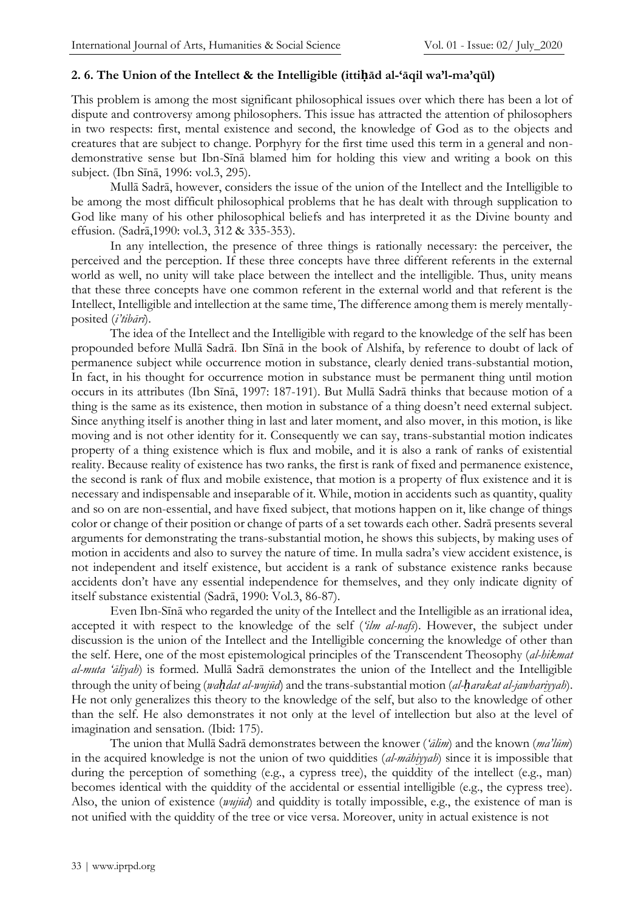### 2. 6. The Union of the Intellect & the Intelligible (ittiḥād al-'āqil wa'l-ma'qūl)

This problem is among the most significant philosophical issues over which there has been a lot of dispute and controversy among philosophers. This issue has attracted the attention of philosophers in two respects: first, mental existence and second, the knowledge of God as to the objects and creatures that are subject to change. Porphyry for the first time used this term in a general and non-demonstrative sense but Ibn-Sīnā blamed him for holding this view and writing a book on this subject. (Ibn Sīnā, 1996: vol.3, 295).

Mullā Sadrā, however, considers the issue of the union of the Intellect and the Intelligible to be among the most difficult philosophical problems that he has dealt with through supplication to God like many of his other philosophical beliefs and has interpreted it as the Divine bounty and effusion. (Sadrā,1990: vol.3, 312 & 335-353).

In any intellection, the presence of three things is rationally necessary: the perceiver, the perceived and the perception. If these three concepts have three different referents in the external world as well, no unity will take place between the intellect and the intelligible. Thus, unity means that these three concepts have one common referent in the external world and that referent is the Intellect, Intelligible and intellection at the same time, The difference among them is merely mentally-posited (*i'tibārī*).

The idea of the Intellect and the Intelligible with regard to the knowledge of the self has been propounded before Mullā Sadrā. Ibn Sīnā in the book of Alshifa, by reference to doubt of lack of permanence subject while occurrence motion in substance, clearly denied trans-substantial motion, In fact, in his thought for occurrence motion in substance must be permanent thing until motion occurs in its attributes (Ibn Sīnā, 1997: 187-191). But Mullā Sadrā thinks that because motion of a thing is the same as its existence, then motion in substance of a thing doesn't need external subject. Since anything itself is another thing in last and later moment, and also mover, in this motion, is like moving and is not other identity for it. Consequently we can say, trans-substantial motion indicates property of a thing existence which is flux and mobile, and it is also a rank of ranks of existential reality. Because reality of existence has two ranks, the first is rank of fixed and permanence existence, the second is rank of flux and mobile existence, that motion is a property of flux existence and it is necessary and indispensable and inseparable of it. While, motion in accidents such as quantity, quality and so on are non-essential, and have fixed subject, that motions happen on it, like change of things color or change of their position or change of parts of a set towards each other. Sadrā presents several arguments for demonstrating the trans-substantial motion, he shows this subjects, by making uses of motion in accidents and also to survey the nature of time. In mulla sadra's view accident existence, is not independent and itself existence, but accident is a rank of substance existence ranks because accidents don't have any essential independence for themselves, and they only indicate dignity of itself substance existential (Sadrā, 1990: Vol.3, 86-87).

Even Ibn-Sīnā who regarded the unity of the Intellect and the Intelligible as an irrational idea, accepted it with respect to the knowledge of the self (*'ilm al-nafs*). However, the subject under discussion is the union of the Intellect and the Intelligible concerning the knowledge of other than the self. Here, one of the most epistemological principles of the Transcendent Theosophy (*al-hikmat al-muta 'āliyah*) is formed. Mullā Sadrā demonstrates the union of the Intellect and the Intelligible through the unity of being (*waḥdat al-wujūd*) and the trans-substantial motion (*al-ḥarakat al-jawhariyyah*). He not only generalizes this theory to the knowledge of the self, but also to the knowledge of other than the self. He also demonstrates it not only at the level of intellection but also at the level of imagination and sensation. (Ibid: 175).

The union that Mullā Sadrā demonstrates between the knower (*'ālim*) and the known (*ma'lūm*) in the acquired knowledge is not the union of two quiddities (*al-māhiyyah*) since it is impossible that during the perception of something (e.g., a cypress tree), the quiddity of the intellect (e.g., man) becomes identical with the quiddity of the accidental or essential intelligible (e.g., the cypress tree). Also, the union of existence (*wujūd*) and quiddity is totally impossible, e.g., the existence of man is not unified with the quiddity of the tree or vice versa. Moreover, unity in actual existence is not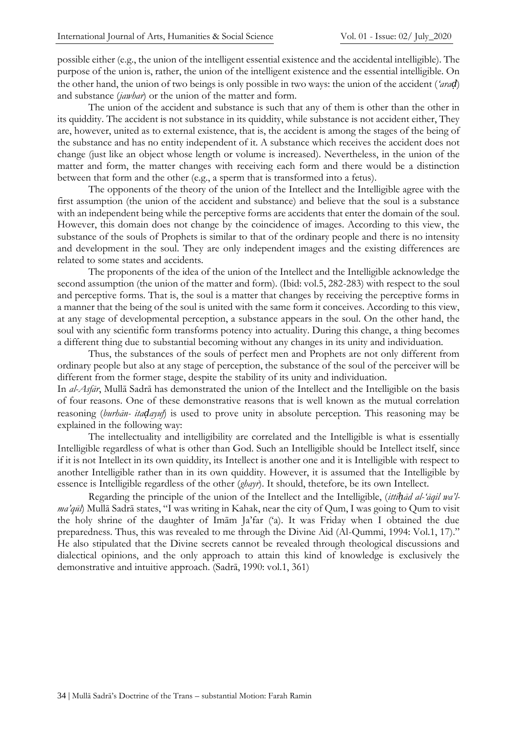possible either (e.g., the union of the intelligent essential existence and the accidental intelligible). The purpose of the union is, rather, the union of the intelligent existence and the essential intelligible. On the other hand, the union of two beings is only possible in two ways: the union of the accident (*'araḍ*) and substance (*jawhar*) or the union of the matter and form.

The union of the accident and substance is such that any of them is other than the other in its quiddity. The accident is not substance in its quiddity, while substance is not accident either, They are, however, united as to external existence, that is, the accident is among the stages of the being of the substance and has no entity independent of it. A substance which receives the accident does not change (just like an object whose length or volume is increased). Nevertheless, in the union of the matter and form, the matter changes with receiving each form and there would be a distinction between that form and the other (e.g., a sperm that is transformed into a fetus).

The opponents of the theory of the union of the Intellect and the Intelligible agree with the first assumption (the union of the accident and substance) and believe that the soul is a substance with an independent being while the perceptive forms are accidents that enter the domain of the soul. However, this domain does not change by the coincidence of images. According to this view, the substance of the souls of Prophets is similar to that of the ordinary people and there is no intensity and development in the soul. They are only independent images and the existing differences are related to some states and accidents.

The proponents of the idea of the union of the Intellect and the Intelligible acknowledge the second assumption (the union of the matter and form). (Ibid: vol.5, 282-283) with respect to the soul and perceptive forms. That is, the soul is a matter that changes by receiving the perceptive forms in a manner that the being of the soul is united with the same form it conceives. According to this view, at any stage of developmental perception, a substance appears in the soul. On the other hand, the soul with any scientific form transforms potency into actuality. During this change, a thing becomes a different thing due to substantial becoming without any changes in its unity and individuation.

Thus, the substances of the souls of perfect men and Prophets are not only different from ordinary people but also at any stage of perception, the substance of the soul of the perceiver will be different from the former stage, despite the stability of its unity and individuation.

In *al-Asfār*, Mullā Sadrā has demonstrated the union of the Intellect and the Intelligible on the basis of four reasons. One of these demonstrative reasons that is well known as the mutual correlation reasoning (*burhān- itaḍayuf*) is used to prove unity in absolute perception. This reasoning may be explained in the following way:

The intellectuality and intelligibility are correlated and the Intelligible is what is essentially Intelligible regardless of what is other than God. Such an Intelligible should be Intellect itself, since if it is not Intellect in its own quiddity, its Intellect is another one and it is Intelligible with respect to another Intelligible rather than in its own quiddity. However, it is assumed that the Intelligible by essence is Intelligible regardless of the other (*ghayr*). It should, thetefore, be its own Intellect.

Regarding the principle of the union of the Intellect and the Intelligible, (*ittiḥād al-'āqil wa'l-ma'qūl*) Mullā Sadrā states, "I was writing in Kahak, near the city of Qum, I was going to Qum to visit the holy shrine of the daughter of Imām Ja'far ('a). It was Friday when I obtained the due preparedness. Thus, this was revealed to me through the Divine Aid (Al-Qummi, 1994: Vol.1, 17)." He also stipulated that the Divine secrets cannot be revealed through theological discussions and dialectical opinions, and the only approach to attain this kind of knowledge is exclusively the demonstrative and intuitive approach. (Sadrā, 1990: vol.1, 361)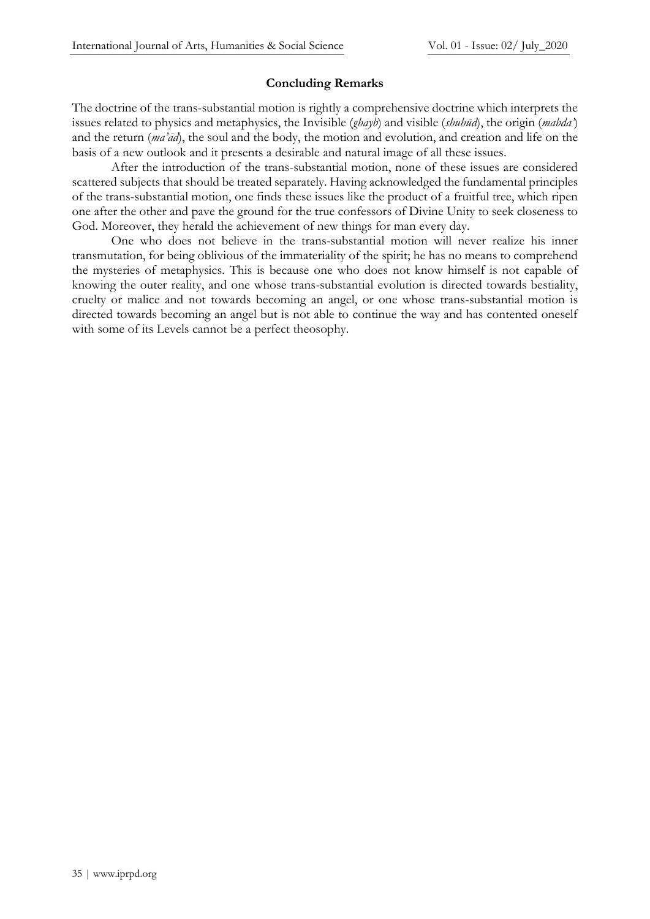## Concluding Remarks

The doctrine of the trans-substantial motion is rightly a comprehensive doctrine which interprets the issues related to physics and metaphysics, the Invisible (*ghayb*) and visible (*shuhūd*), the origin (*mabda'*) and the return (*ma'ād*), the soul and the body, the motion and evolution, and creation and life on the basis of a new outlook and it presents a desirable and natural image of all these issues.

After the introduction of the trans-substantial motion, none of these issues are considered scattered subjects that should be treated separately. Having acknowledged the fundamental principles of the trans-substantial motion, one finds these issues like the product of a fruitful tree, which ripen one after the other and pave the ground for the true confessors of Divine Unity to seek closeness to God. Moreover, they herald the achievement of new things for man every day.

One who does not believe in the trans-substantial motion will never realize his inner transmutation, for being oblivious of the immateriality of the spirit; he has no means to comprehend the mysteries of metaphysics. This is because one who does not know himself is not capable of knowing the outer reality, and one whose trans-substantial evolution is directed towards bestiality, cruelty or malice and not towards becoming an angel, or one whose trans-substantial motion is directed towards becoming an angel but is not able to continue the way and has contented oneself with some of its Levels cannot be a perfect theosophy.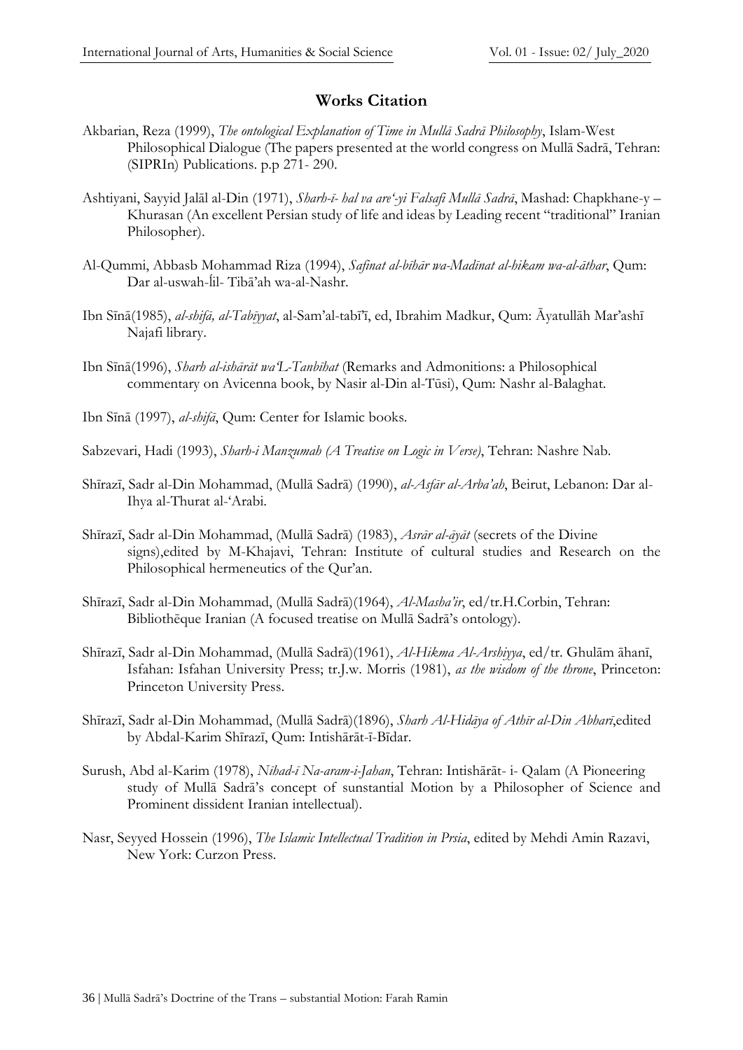## Works Citation

Akbarian, Reza (1999), *The ontological Explanation of Time in Mullā Sadrā Philosophy*, Islam-West Philosophical Dialogue (The papers presented at the world congress on Mullā Sadrā, Tehran: (SIPRIn) Publications. p.p 271- 290.

Ashtiyani, Sayyid Jalāl al-Din (1971), *Sharh-ī- hal va are'-yi Falsafī Mullā Sadrā*, Mashad: Chapkhane-y – Khurasan (An excellent Persian study of life and ideas by Leading recent "traditional" Iranian Philosopher).

Al-Qummi, Abbasb Mohammad Riza (1994), *Safinat al-bīhār wa-Madīnat al-hikam wa-al-āthar*, Qum: Dar al-uswah-ĺil- Tibā'ah wa-al-Nashr.

Ibn Sīnā(1985), *al-shifā, al-Tabīyyat*, al-Sam'al-tabī'ī, ed, Ibrahim Madkur, Qum: Āyatullāh Mar'ashī Najafi library.

Ibn Sīnā(1996), *Sharh al-ishārāt wa'L-Tanbīhat* (Remarks and Admonitions: a Philosophical commentary on Avicenna book, by Nasir al-Din al-Tūsi), Qum: Nashr al-Balaghat.

Ibn Sīnā (1997), *al-shifā*, Qum: Center for Islamic books.

Sabzevari, Hadi (1993), *Sharh-i Manzumah (A Treatise on Logic in Verse)*, Tehran: Nashre Nab.

Shīrazī, Sadr al-Din Mohammad, (Mullā Sadrā) (1990), *al-Asfār al-Arba'ah*, Beirut, Lebanon: Dar al-Ihya al-Thurat al-'Arabi.

Shīrazī, Sadr al-Din Mohammad, (Mullā Sadrā) (1983), *Asrār al-āyāt* (secrets of the Divine signs),edited by M-Khajavi, Tehran: Institute of cultural studies and Research on the Philosophical hermeneutics of the Qur'an.

Shīrazī, Sadr al-Din Mohammad, (Mullā Sadrā)(1964), *Al-Masha'ir*, ed/tr.H.Corbin, Tehran: Bibliothēque Iranian (A focused treatise on Mullā Sadrā's ontology).

Shīrazī, Sadr al-Din Mohammad, (Mullā Sadrā)(1961), *Al-Hikma Al-Arshiyya*, ed/tr. Ghulām āhanī, Isfahan: Isfahan University Press; tr.J.w. Morris (1981), *as the wisdom of the throne*, Princeton: Princeton University Press.

Shīrazī, Sadr al-Din Mohammad, (Mullā Sadrā)(1896), *Sharh Al-Hidāya of Athīr al-Din Abharī*,edited by Abdal-Karim Shīrazī, Qum: Intishārāt-ī-Bīdar.

Surush, Abd al-Karim (1978), *Nīhad-ī Na-aram-i-Jahan*, Tehran: Intishārāt- i- Qalam (A Pioneering study of Mullā Sadrā's concept of sunstantial Motion by a Philosopher of Science and Prominent dissident Iranian intellectual).

Nasr, Seyyed Hossein (1996), *The Islamic Intellectual Tradition in Prsia*, edited by Mehdi Amin Razavi, New York: Curzon Press.